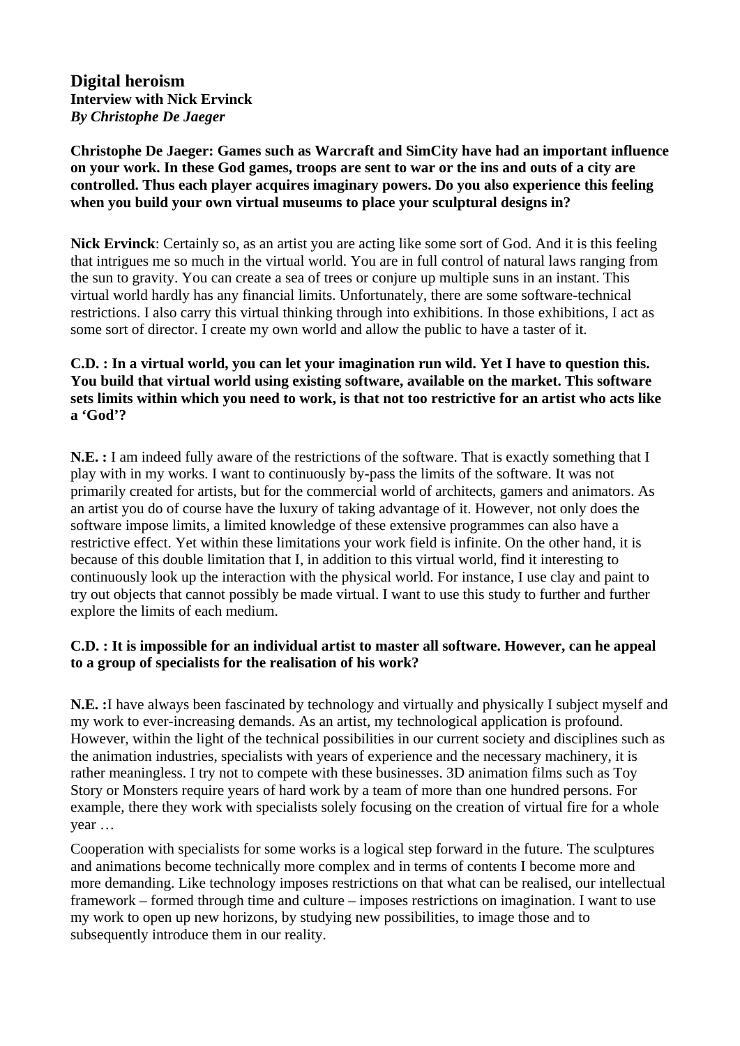# Digital heroism

**Interview with Nick Ervinck**

***By Christophe De Jaeger***

**Christophe De Jaeger: Games such as Warcraft and SimCity have had an important influence on your work. In these God games, troops are sent to war or the ins and outs of a city are controlled. Thus each player acquires imaginary powers. Do you also experience this feeling when you build your own virtual museums to place your sculptural designs in?**

**Nick Ervinck**: Certainly so, as an artist you are acting like some sort of God. And it is this feeling that intrigues me so much in the virtual world. You are in full control of natural laws ranging from the sun to gravity. You can create a sea of trees or conjure up multiple suns in an instant. This virtual world hardly has any financial limits. Unfortunately, there are some software-technical restrictions. I also carry this virtual thinking through into exhibitions. In those exhibitions, I act as some sort of director. I create my own world and allow the public to have a taster of it.

**C.D. : In a virtual world, you can let your imagination run wild. Yet I have to question this. You build that virtual world using existing software, available on the market. This software sets limits within which you need to work, is that not too restrictive for an artist who acts like a 'God'?**

**N.E. :** I am indeed fully aware of the restrictions of the software. That is exactly something that I play with in my works. I want to continuously by-pass the limits of the software. It was not primarily created for artists, but for the commercial world of architects, gamers and animators. As an artist you do of course have the luxury of taking advantage of it. However, not only does the software impose limits, a limited knowledge of these extensive programmes can also have a restrictive effect. Yet within these limitations your work field is infinite. On the other hand, it is because of this double limitation that I, in addition to this virtual world, find it interesting to continuously look up the interaction with the physical world. For instance, I use clay and paint to try out objects that cannot possibly be made virtual. I want to use this study to further and further explore the limits of each medium.

**C.D. : It is impossible for an individual artist to master all software. However, can he appeal to a group of specialists for the realisation of his work?**

**N.E. :**I have always been fascinated by technology and virtually and physically I subject myself and my work to ever-increasing demands. As an artist, my technological application is profound. However, within the light of the technical possibilities in our current society and disciplines such as the animation industries, specialists with years of experience and the necessary machinery, it is rather meaningless. I try not to compete with these businesses. 3D animation films such as Toy Story or Monsters require years of hard work by a team of more than one hundred persons. For example, there they work with specialists solely focusing on the creation of virtual fire for a whole year …

Cooperation with specialists for some works is a logical step forward in the future. The sculptures and animations become technically more complex and in terms of contents I become more and more demanding. Like technology imposes restrictions on that what can be realised, our intellectual framework – formed through time and culture – imposes restrictions on imagination. I want to use my work to open up new horizons, by studying new possibilities, to image those and to subsequently introduce them in our reality.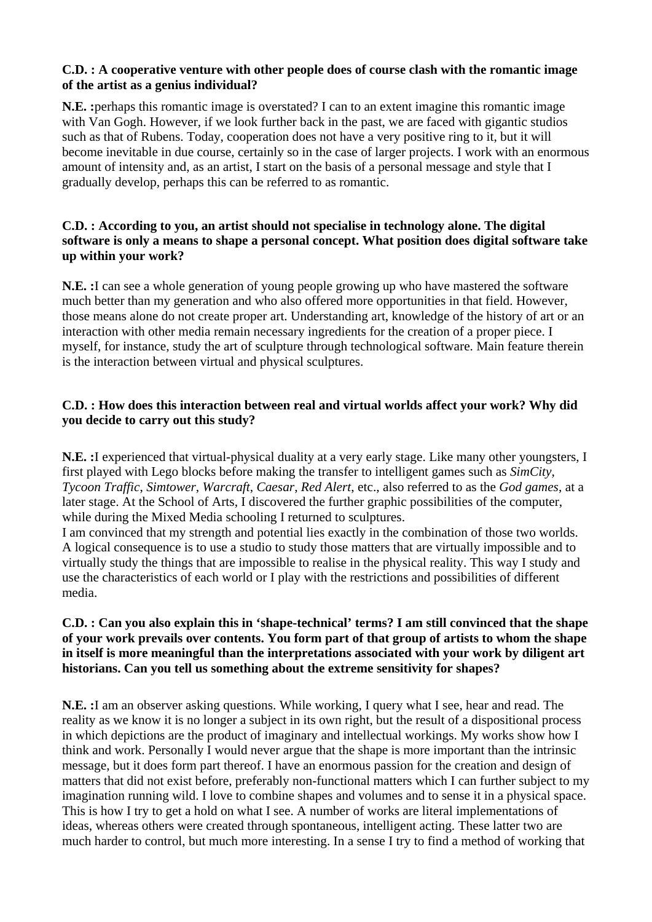**C.D. : A cooperative venture with other people does of course clash with the romantic image of the artist as a genius individual?**

**N.E. :**perhaps this romantic image is overstated? I can to an extent imagine this romantic image with Van Gogh. However, if we look further back in the past, we are faced with gigantic studios such as that of Rubens. Today, cooperation does not have a very positive ring to it, but it will become inevitable in due course, certainly so in the case of larger projects. I work with an enormous amount of intensity and, as an artist, I start on the basis of a personal message and style that I gradually develop, perhaps this can be referred to as romantic.

**C.D. : According to you, an artist should not specialise in technology alone. The digital software is only a means to shape a personal concept. What position does digital software take up within your work?**

**N.E. :**I can see a whole generation of young people growing up who have mastered the software much better than my generation and who also offered more opportunities in that field. However, those means alone do not create proper art. Understanding art, knowledge of the history of art or an interaction with other media remain necessary ingredients for the creation of a proper piece. I myself, for instance, study the art of sculpture through technological software. Main feature therein is the interaction between virtual and physical sculptures.

**C.D. : How does this interaction between real and virtual worlds affect your work? Why did you decide to carry out this study?**

**N.E. :**I experienced that virtual-physical duality at a very early stage. Like many other youngsters, I first played with Lego blocks before making the transfer to intelligent games such as *SimCity*, *Tycoon Traffic*, *Simtower*, *Warcraft*, *Caesar*, *Red Alert*, etc., also referred to as the *God games*, at a later stage. At the School of Arts, I discovered the further graphic possibilities of the computer, while during the Mixed Media schooling I returned to sculptures.
I am convinced that my strength and potential lies exactly in the combination of those two worlds. A logical consequence is to use a studio to study those matters that are virtually impossible and to virtually study the things that are impossible to realise in the physical reality. This way I study and use the characteristics of each world or I play with the restrictions and possibilities of different media.

**C.D. : Can you also explain this in 'shape-technical' terms? I am still convinced that the shape of your work prevails over contents. You form part of that group of artists to whom the shape in itself is more meaningful than the interpretations associated with your work by diligent art historians. Can you tell us something about the extreme sensitivity for shapes?**

**N.E. :**I am an observer asking questions. While working, I query what I see, hear and read. The reality as we know it is no longer a subject in its own right, but the result of a dispositional process in which depictions are the product of imaginary and intellectual workings. My works show how I think and work. Personally I would never argue that the shape is more important than the intrinsic message, but it does form part thereof. I have an enormous passion for the creation and design of matters that did not exist before, preferably non-functional matters which I can further subject to my imagination running wild. I love to combine shapes and volumes and to sense it in a physical space. This is how I try to get a hold on what I see. A number of works are literal implementations of ideas, whereas others were created through spontaneous, intelligent acting. These latter two are much harder to control, but much more interesting. In a sense I try to find a method of working that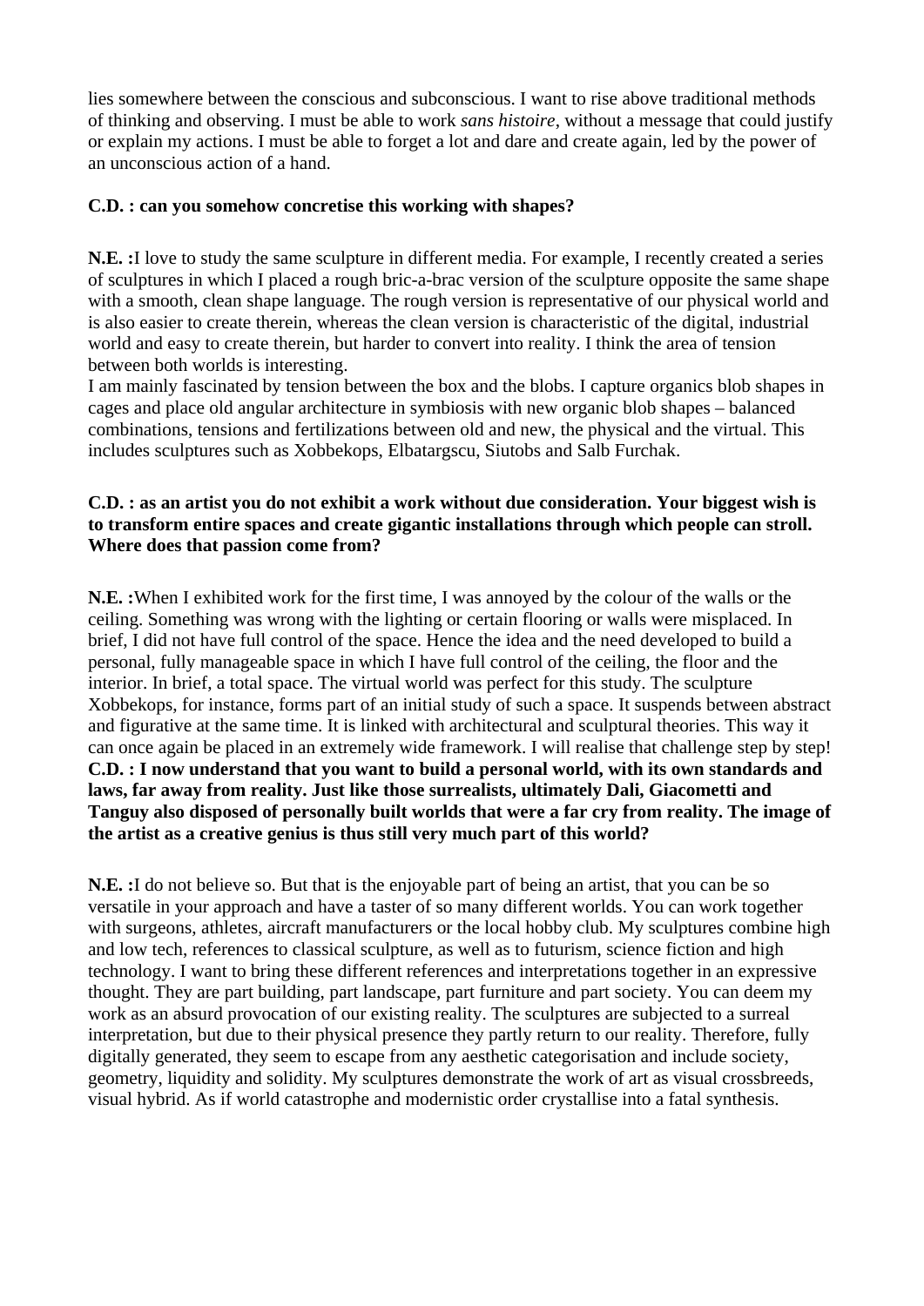lies somewhere between the conscious and subconscious. I want to rise above traditional methods of thinking and observing. I must be able to work *sans histoire*, without a message that could justify or explain my actions. I must be able to forget a lot and dare and create again, led by the power of an unconscious action of a hand.

**C.D. : can you somehow concretise this working with shapes?**

**N.E. :**I love to study the same sculpture in different media. For example, I recently created a series of sculptures in which I placed a rough bric-a-brac version of the sculpture opposite the same shape with a smooth, clean shape language. The rough version is representative of our physical world and is also easier to create therein, whereas the clean version is characteristic of the digital, industrial world and easy to create therein, but harder to convert into reality. I think the area of tension between both worlds is interesting.
I am mainly fascinated by tension between the box and the blobs. I capture organics blob shapes in cages and place old angular architecture in symbiosis with new organic blob shapes – balanced combinations, tensions and fertilizations between old and new, the physical and the virtual. This includes sculptures such as Xobbekops, Elbatargscu, Siutobs and Salb Furchak.

**C.D. : as an artist you do not exhibit a work without due consideration. Your biggest wish is to transform entire spaces and create gigantic installations through which people can stroll. Where does that passion come from?**

**N.E. :**When I exhibited work for the first time, I was annoyed by the colour of the walls or the ceiling. Something was wrong with the lighting or certain flooring or walls were misplaced. In brief, I did not have full control of the space. Hence the idea and the need developed to build a personal, fully manageable space in which I have full control of the ceiling, the floor and the interior. In brief, a total space. The virtual world was perfect for this study. The sculpture Xobbekops, for instance, forms part of an initial study of such a space. It suspends between abstract and figurative at the same time. It is linked with architectural and sculptural theories. This way it can once again be placed in an extremely wide framework. I will realise that challenge step by step!

**C.D. : I now understand that you want to build a personal world, with its own standards and laws, far away from reality. Just like those surrealists, ultimately Dali, Giacometti and Tanguy also disposed of personally built worlds that were a far cry from reality. The image of the artist as a creative genius is thus still very much part of this world?**

**N.E. :**I do not believe so. But that is the enjoyable part of being an artist, that you can be so versatile in your approach and have a taster of so many different worlds. You can work together with surgeons, athletes, aircraft manufacturers or the local hobby club. My sculptures combine high and low tech, references to classical sculpture, as well as to futurism, science fiction and high technology. I want to bring these different references and interpretations together in an expressive thought. They are part building, part landscape, part furniture and part society. You can deem my work as an absurd provocation of our existing reality. The sculptures are subjected to a surreal interpretation, but due to their physical presence they partly return to our reality. Therefore, fully digitally generated, they seem to escape from any aesthetic categorisation and include society, geometry, liquidity and solidity. My sculptures demonstrate the work of art as visual crossbreeds, visual hybrid. As if world catastrophe and modernistic order crystallise into a fatal synthesis.